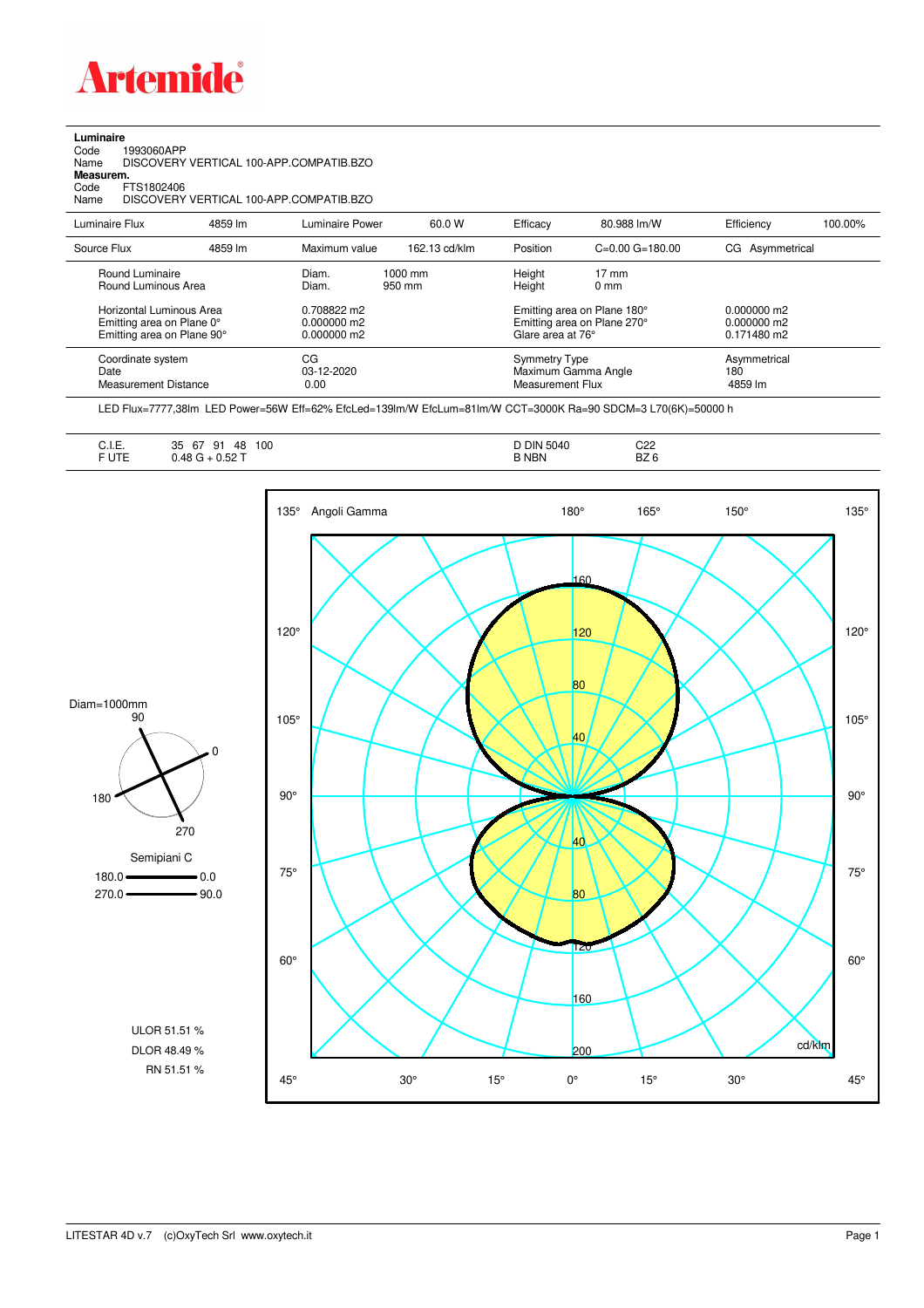# Artemide

**Luminaire**

Code 1993060APP

Name DISCOVERY VERTICAL 100-APP.COMPATIB.BZO

**Measurem.**

Code FTS1802406

Name DISCOVERY VERTICAL 100-APP.COMPATIB.BZO

| Luminaire Flux | 4859 lm | Luminaire Power | 60.0 W | Efficacy | 80.988 lm/W | Efficiency | 100.00% |
|---|---|---|---|---|---|---|---|
| Source Flux | 4859 lm | Maximum value | 162.13 cd/klm | Position | C=0.00 G=180.00 | CG | Asymmetrical |

| | | | | |
|---|---|---|---|---|
| Round Luminaire | Diam. | 1000 mm | Height | 17 mm |
| Round Luminous Area | Diam. | 950 mm | Height | 0 mm |
| Horizontal Luminous Area | 0.708822 m2 | | Emitting area on Plane 180° | 0.000000 m2 |
| Emitting area on Plane 0° | 0.000000 m2 | | Emitting area on Plane 270° | 0.000000 m2 |
| Emitting area on Plane 90° | 0.000000 m2 | | Glare area at 76° | 0.171480 m2 |

| | | | |
|---|---|---|---|
| Coordinate system | CG | Symmetry Type | Asymmetrical |
| Date | 03-12-2020 | Maximum Gamma Angle | 180 |
| Measurement Distance | 0.00 | Measurement Flux | 4859 lm |

LED Flux=7777,38lm LED Power=56W Eff=62% EfcLed=139lm/W EfcLum=81lm/W CCT=3000K Ra=90 SDCM=3 L70(6K)=50000 h

| | | | |
|---|---|---|---|
| C.I.E. | 35 67 91 48 100 | D DIN 5040 | C22 |
| F UTE | 0.48 G + 0.52 T | B NBN | BZ 6 |

Diam=1000mm

Semipiani C

180.0 — 0.0

270.0 — 90.0

ULOR 51.51 %

DLOR 48.49 %

RN 51.51 %

Angoli Gamma

cd/klm

LITESTAR 4D v.7 (c)OxyTech Srl www.oxytech.it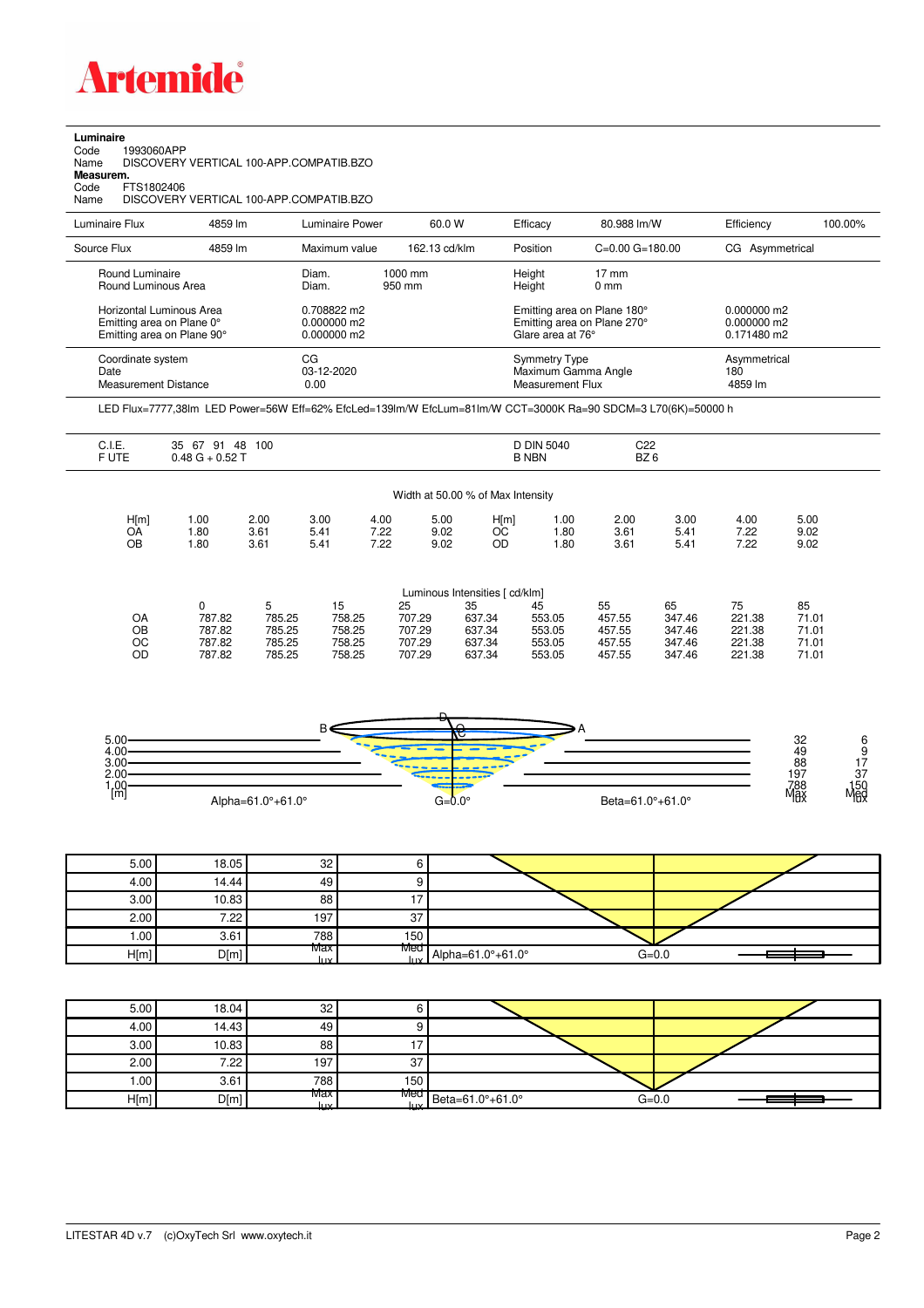Artemide

**Luminaire**

Code 1993060APP

Name DISCOVERY VERTICAL 100-APP.COMPATIB.BZO

**Measurem.**

Code FTS1802406

Name DISCOVERY VERTICAL 100-APP.COMPATIB.BZO

| | | | | | | | |
|---|---|---|---|---|---|---|---|
| Luminaire Flux | 4859 lm | Luminaire Power | 60.0 W | Efficacy | 80.988 lm/W | Efficiency | 100.00% |
| Source Flux | 4859 lm | Maximum value | 162.13 cd/klm | Position | C=0.00 G=180.00 | CG | Asymmetrical |

| | | | | | |
|---|---|---|---|---|---|
| Round Luminaire | Diam. | 1000 mm | Height | 17 mm | |
| Round Luminous Area | Diam. | 950 mm | Height | 0 mm | |
| Horizontal Luminous Area | 0.708822 m2 | | Emitting area on Plane 180° | | 0.000000 m2 |
| Emitting area on Plane 0° | 0.000000 m2 | | Emitting area on Plane 270° | | 0.000000 m2 |
| Emitting area on Plane 90° | 0.000000 m2 | | Glare area at 76° | | 0.171480 m2 |
| Coordinate system | CG | | Symmetry Type | | Asymmetrical |
| Date | 03-12-2020 | | Maximum Gamma Angle | | 180 |
| Measurement Distance | 0.00 | | Measurement Flux | | 4859 lm |

LED Flux=7777,38lm LED Power=56W Eff=62% EfcLed=139lm/W EfcLum=81lm/W CCT=3000K Ra=90 SDCM=3 L70(6K)=50000 h

| | | | |
|---|---|---|---|
| C.I.E. | 35 67 91 48 100 | D DIN 5040 | C22 |
| F UTE | 0.48 G + 0.52 T | B NBN | BZ 6 |

Width at 50.00 % of Max Intensity

| H[m] | 1.00 | 2.00 | 3.00 | 4.00 | 5.00 | H[m] | 1.00 | 2.00 | 3.00 | 4.00 | 5.00 |
|---|---|---|---|---|---|---|---|---|---|---|---|
| OA | 1.80 | 3.61 | 5.41 | 7.22 | 9.02 | OC | 1.80 | 3.61 | 5.41 | 7.22 | 9.02 |
| OB | 1.80 | 3.61 | 5.41 | 7.22 | 9.02 | OD | 1.80 | 3.61 | 5.41 | 7.22 | 9.02 |

Luminous Intensities [ cd/klm]

| | 0 | 5 | 15 | 25 | 35 | 45 | 55 | 65 | 75 | 85 |
|---|---|---|---|---|---|---|---|---|---|---|
| OA | 787.82 | 785.25 | 758.25 | 707.29 | 637.34 | 553.05 | 457.55 | 347.46 | 221.38 | 71.01 |
| OB | 787.82 | 785.25 | 758.25 | 707.29 | 637.34 | 553.05 | 457.55 | 347.46 | 221.38 | 71.01 |
| OC | 787.82 | 785.25 | 758.25 | 707.29 | 637.34 | 553.05 | 457.55 | 347.46 | 221.38 | 71.01 |
| OD | 787.82 | 785.25 | 758.25 | 707.29 | 637.34 | 553.05 | 457.55 | 347.46 | 221.38 | 71.01 |

B D C A

5.00
4.00
3.00
2.00
1.00
[m]

Alpha=61.0°+61.0°
G=0.0°
Beta=61.0°+61.0°

32 49 88 197 788 Max lux

6 9 17 37 150 Med lux

| H[m] | D[m] | Max lux | Med lux |
|---|---|---|---|
| 5.00 | 18.05 | 32 | 6 |
| 4.00 | 14.44 | 49 | 9 |
| 3.00 | 10.83 | 88 | 17 |
| 2.00 | 7.22 | 197 | 37 |
| 1.00 | 3.61 | 788 | 150 |

Alpha=61.0°+61.0° G=0.0

| H[m] | D[m] | Max lux | Med lux |
|---|---|---|---|
| 5.00 | 18.04 | 32 | 6 |
| 4.00 | 14.43 | 49 | 9 |
| 3.00 | 10.83 | 88 | 17 |
| 2.00 | 7.22 | 197 | 37 |
| 1.00 | 3.61 | 788 | 150 |

Beta=61.0°+61.0° G=0.0

LITESTAR 4D v.7 (c)OxyTech Srl www.oxytech.it